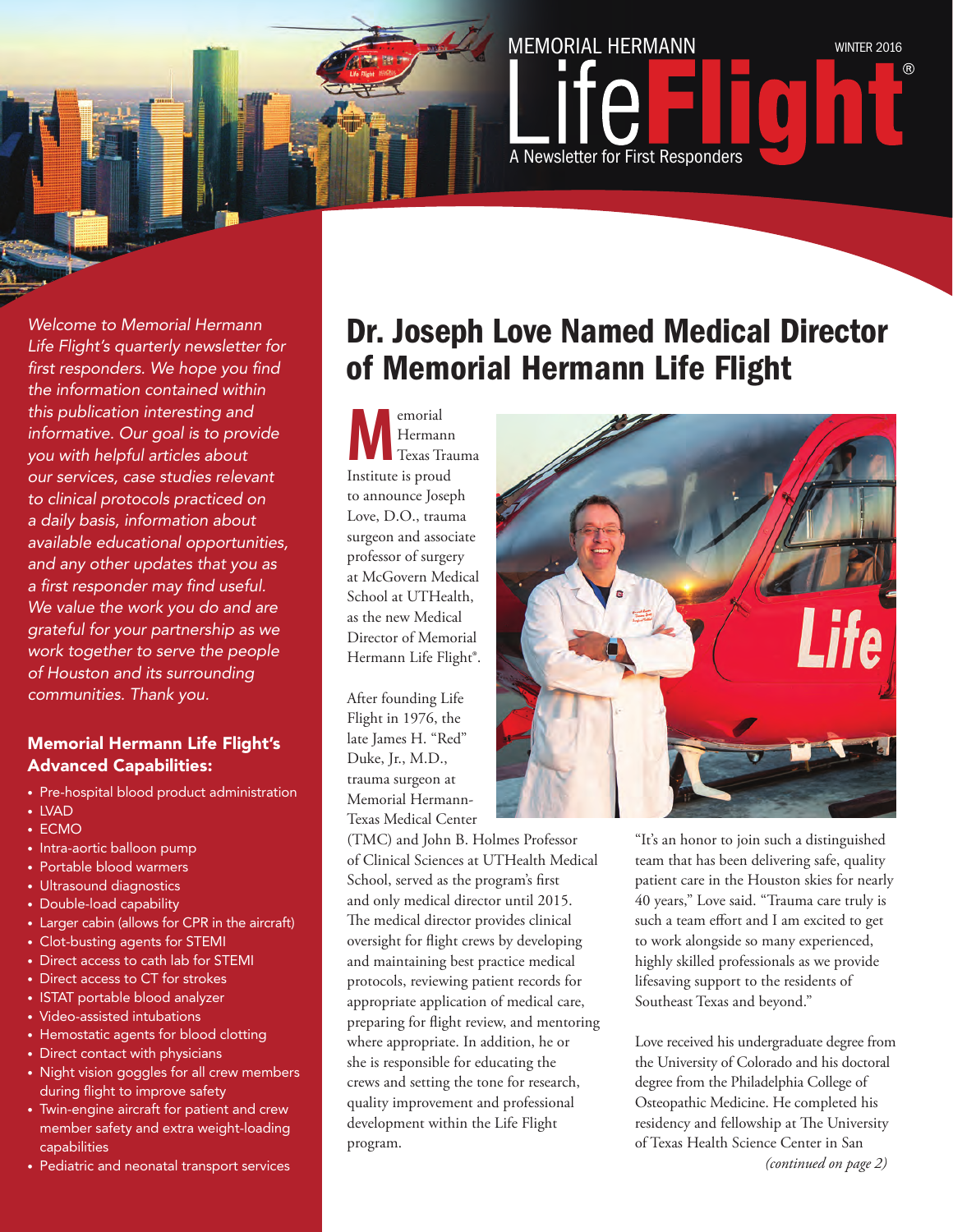MEMORIAL HERMANN

# LifeFlight®

A Newsletter for First Responders

WINTER 2016

*Welcome to Memorial Hermann Life Flight's quarterly newsletter for first responders. We hope you find the information contained within this publication interesting and informative. Our goal is to provide you with helpful articles about our services, case studies relevant to clinical protocols practiced on a daily basis, information about available educational opportunities, and any other updates that you as a first responder may find useful. We value the work you do and are grateful for your partnership as we work together to serve the people of Houston and its surrounding communities. Thank you.*

### Memorial Hermann Life Flight's Advanced Capabilities:

- Pre-hospital blood product administration
- LVAD
- ECMO
- Intra-aortic balloon pump
- Portable blood warmers
- Ultrasound diagnostics
- Double-load capability
- Larger cabin (allows for CPR in the aircraft)
- Clot-busting agents for STEMI
- Direct access to cath lab for STEMI
- Direct access to CT for strokes
- ISTAT portable blood analyzer
- Video-assisted intubations
- Hemostatic agents for blood clotting
- Direct contact with physicians
- Night vision goggles for all crew members during flight to improve safety
- Twin-engine aircraft for patient and crew member safety and extra weight-loading capabilities
- Pediatric and neonatal transport services

## Dr. Joseph Love Named Medical Director of Memorial Hermann Life Flight

Memorial Hermann Texas Trauma Institute is proud to announce Joseph Love, D.O., trauma surgeon and associate professor of surgery at McGovern Medical School at UTHealth, as the new Medical Director of Memorial Hermann Life Flight®.

After founding Life Flight in 1976, the late James H. "Red" Duke, Jr., M.D., trauma surgeon at Memorial Hermann-Texas Medical Center (TMC) and John B. Holmes Professor of Clinical Sciences at UTHealth Medical School, served as the program's first and only medical director until 2015. The medical director provides clinical oversight for flight crews by developing and maintaining best practice medical protocols, reviewing patient records for appropriate application of medical care, preparing for flight review, and mentoring where appropriate. In addition, he or she is responsible for educating the crews and setting the tone for research, quality improvement and professional development within the Life Flight program.

"It's an honor to join such a distinguished team that has been delivering safe, quality patient care in the Houston skies for nearly 40 years," Love said. "Trauma care truly is such a team effort and I am excited to get to work alongside so many experienced, highly skilled professionals as we provide lifesaving support to the residents of Southeast Texas and beyond."

Love received his undergraduate degree from the University of Colorado and his doctoral degree from the Philadelphia College of Osteopathic Medicine. He completed his residency and fellowship at The University of Texas Health Science Center in San

*(continued on page 2)*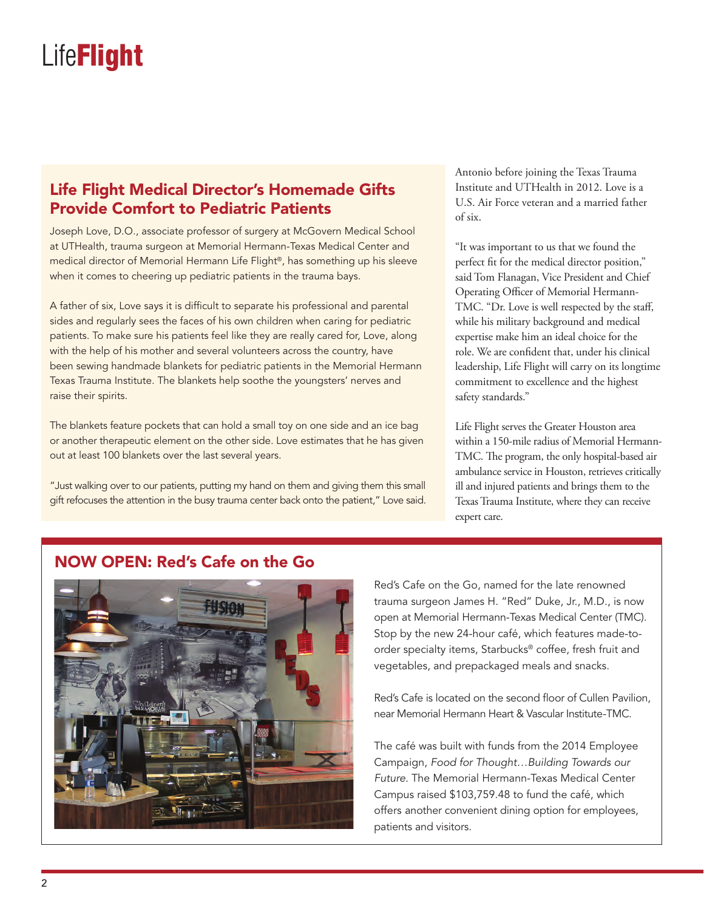# LifeFlight

## Life Flight Medical Director's Homemade Gifts Provide Comfort to Pediatric Patients

Joseph Love, D.O., associate professor of surgery at McGovern Medical School at UTHealth, trauma surgeon at Memorial Hermann-Texas Medical Center and medical director of Memorial Hermann Life Flight®, has something up his sleeve when it comes to cheering up pediatric patients in the trauma bays.

A father of six, Love says it is difficult to separate his professional and parental sides and regularly sees the faces of his own children when caring for pediatric patients. To make sure his patients feel like they are really cared for, Love, along with the help of his mother and several volunteers across the country, have been sewing handmade blankets for pediatric patients in the Memorial Hermann Texas Trauma Institute. The blankets help soothe the youngsters' nerves and raise their spirits.

The blankets feature pockets that can hold a small toy on one side and an ice bag or another therapeutic element on the other side. Love estimates that he has given out at least 100 blankets over the last several years.

"Just walking over to our patients, putting my hand on them and giving them this small gift refocuses the attention in the busy trauma center back onto the patient," Love said.

Antonio before joining the Texas Trauma Institute and UTHealth in 2012. Love is a U.S. Air Force veteran and a married father of six.

"It was important to us that we found the perfect fit for the medical director position," said Tom Flanagan, Vice President and Chief Operating Officer of Memorial Hermann-TMC. "Dr. Love is well respected by the staff, while his military background and medical expertise make him an ideal choice for the role. We are confident that, under his clinical leadership, Life Flight will carry on its longtime commitment to excellence and the highest safety standards."

Life Flight serves the Greater Houston area within a 150-mile radius of Memorial Hermann-TMC. The program, the only hospital-based air ambulance service in Houston, retrieves critically ill and injured patients and brings them to the Texas Trauma Institute, where they can receive expert care.

## NOW OPEN: Red's Cafe on the Go

Red's Cafe on the Go, named for the late renowned trauma surgeon James H. "Red" Duke, Jr., M.D., is now open at Memorial Hermann-Texas Medical Center (TMC). Stop by the new 24-hour café, which features made-to-order specialty items, Starbucks® coffee, fresh fruit and vegetables, and prepackaged meals and snacks.

Red's Cafe is located on the second floor of Cullen Pavilion, near Memorial Hermann Heart & Vascular Institute-TMC.

The café was built with funds from the 2014 Employee Campaign, *Food for Thought…Building Towards our Future*. The Memorial Hermann-Texas Medical Center Campus raised $103,759.48 to fund the café, which offers another convenient dining option for employees, patients and visitors.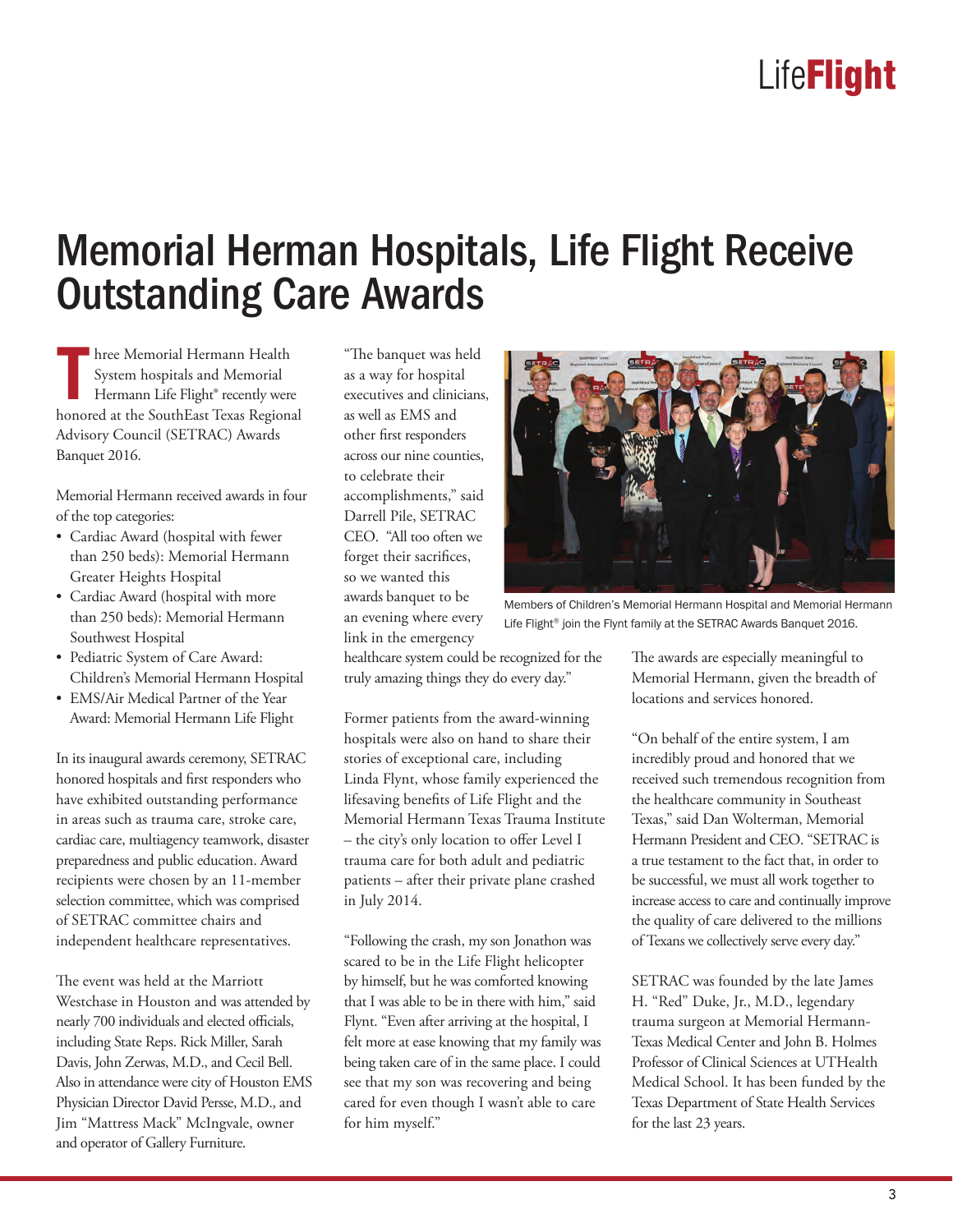# Memorial Herman Hospitals, Life Flight Receive Outstanding Care Awards

Three Memorial Hermann Health System hospitals and Memorial Hermann Life Flight® recently were honored at the SouthEast Texas Regional Advisory Council (SETRAC) Awards Banquet 2016.

Memorial Hermann received awards in four of the top categories:

- Cardiac Award (hospital with fewer than 250 beds): Memorial Hermann Greater Heights Hospital
- Cardiac Award (hospital with more than 250 beds): Memorial Hermann Southwest Hospital
- Pediatric System of Care Award: Children's Memorial Hermann Hospital
- EMS/Air Medical Partner of the Year Award: Memorial Hermann Life Flight

In its inaugural awards ceremony, SETRAC honored hospitals and first responders who have exhibited outstanding performance in areas such as trauma care, stroke care, cardiac care, multiagency teamwork, disaster preparedness and public education. Award recipients were chosen by an 11-member selection committee, which was comprised of SETRAC committee chairs and independent healthcare representatives.

The event was held at the Marriott Westchase in Houston and was attended by nearly 700 individuals and elected officials, including State Reps. Rick Miller, Sarah Davis, John Zerwas, M.D., and Cecil Bell. Also in attendance were city of Houston EMS Physician Director David Persse, M.D., and Jim "Mattress Mack" McIngvale, owner and operator of Gallery Furniture.

"The banquet was held as a way for hospital executives and clinicians, as well as EMS and other first responders across our nine counties, to celebrate their accomplishments," said Darrell Pile, SETRAC CEO. "All too often we forget their sacrifices, so we wanted this awards banquet to be an evening where every link in the emergency healthcare system could be recognized for the truly amazing things they do every day."

Members of Children's Memorial Hermann Hospital and Memorial Hermann Life Flight® join the Flynt family at the SETRAC Awards Banquet 2016.

Former patients from the award-winning hospitals were also on hand to share their stories of exceptional care, including Linda Flynt, whose family experienced the lifesaving benefits of Life Flight and the Memorial Hermann Texas Trauma Institute – the city's only location to offer Level I trauma care for both adult and pediatric patients – after their private plane crashed in July 2014.

"Following the crash, my son Jonathon was scared to be in the Life Flight helicopter by himself, but he was comforted knowing that I was able to be in there with him," said Flynt. "Even after arriving at the hospital, I felt more at ease knowing that my family was being taken care of in the same place. I could see that my son was recovering and being cared for even though I wasn't able to care for him myself."

The awards are especially meaningful to Memorial Hermann, given the breadth of locations and services honored.

"On behalf of the entire system, I am incredibly proud and honored that we received such tremendous recognition from the healthcare community in Southeast Texas," said Dan Wolterman, Memorial Hermann President and CEO. "SETRAC is a true testament to the fact that, in order to be successful, we must all work together to increase access to care and continually improve the quality of care delivered to the millions of Texans we collectively serve every day."

SETRAC was founded by the late James H. "Red" Duke, Jr., M.D., legendary trauma surgeon at Memorial Hermann-Texas Medical Center and John B. Holmes Professor of Clinical Sciences at UTHealth Medical School. It has been funded by the Texas Department of State Health Services for the last 23 years.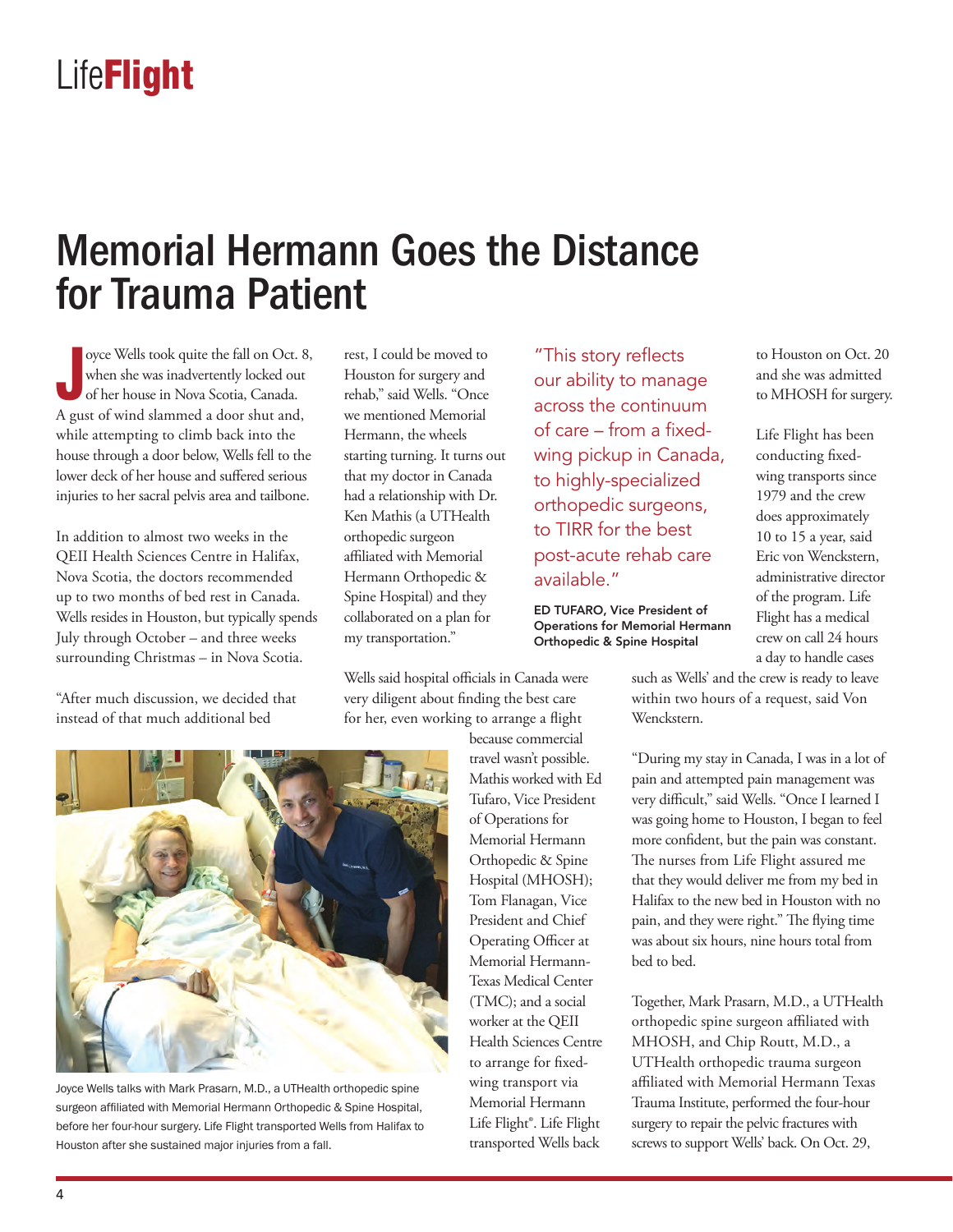# Memorial Hermann Goes the Distance for Trauma Patient

Joyce Wells took quite the fall on Oct. 8, when she was inadvertently locked out of her house in Nova Scotia, Canada. A gust of wind slammed a door shut and, while attempting to climb back into the house through a door below, Wells fell to the lower deck of her house and suffered serious injuries to her sacral pelvis area and tailbone.

In addition to almost two weeks in the QEII Health Sciences Centre in Halifax, Nova Scotia, the doctors recommended up to two months of bed rest in Canada. Wells resides in Houston, but typically spends July through October – and three weeks surrounding Christmas – in Nova Scotia.

"After much discussion, we decided that instead of that much additional bed rest, I could be moved to Houston for surgery and rehab," said Wells. "Once we mentioned Memorial Hermann, the wheels starting turning. It turns out that my doctor in Canada had a relationship with Dr. Ken Mathis (a UTHealth orthopedic surgeon affiliated with Memorial Hermann Orthopedic & Spine Hospital) and they collaborated on a plan for my transportation."

Wells said hospital officials in Canada were very diligent about finding the best care for her, even working to arrange a flight because commercial travel wasn't possible. Mathis worked with Ed Tufaro, Vice President of Operations for Memorial Hermann Orthopedic & Spine Hospital (MHOSH); Tom Flanagan, Vice President and Chief Operating Officer at Memorial Hermann-Texas Medical Center (TMC); and a social worker at the QEII Health Sciences Centre to arrange for fixed-wing transport via Memorial Hermann Life Flight®. Life Flight transported Wells back to Houston on Oct. 20 and she was admitted to MHOSH for surgery.

Joyce Wells talks with Mark Prasarn, M.D., a UTHealth orthopedic spine surgeon affiliated with Memorial Hermann Orthopedic & Spine Hospital, before her four-hour surgery. Life Flight transported Wells from Halifax to Houston after she sustained major injuries from a fall.

> "This story reflects our ability to manage across the continuum of care – from a fixed-wing pickup in Canada, to highly-specialized orthopedic surgeons, to TIRR for the best post-acute rehab care available."
>
> **ED TUFARO, Vice President of Operations for Memorial Hermann Orthopedic & Spine Hospital**

Life Flight has been conducting fixed-wing transports since 1979 and the crew does approximately 10 to 15 a year, said Eric von Wenckstern, administrative director of the program. Life Flight has a medical crew on call 24 hours a day to handle cases such as Wells' and the crew is ready to leave within two hours of a request, said Von Wenckstern.

"During my stay in Canada, I was in a lot of pain and attempted pain management was very difficult," said Wells. "Once I learned I was going home to Houston, I began to feel more confident, but the pain was constant. The nurses from Life Flight assured me that they would deliver me from my bed in Halifax to the new bed in Houston with no pain, and they were right." The flying time was about six hours, nine hours total from bed to bed.

Together, Mark Prasarn, M.D., a UTHealth orthopedic spine surgeon affiliated with MHOSH, and Chip Routt, M.D., a UTHealth orthopedic trauma surgeon affiliated with Memorial Hermann Texas Trauma Institute, performed the four-hour surgery to repair the pelvic fractures with screws to support Wells' back. On Oct. 29,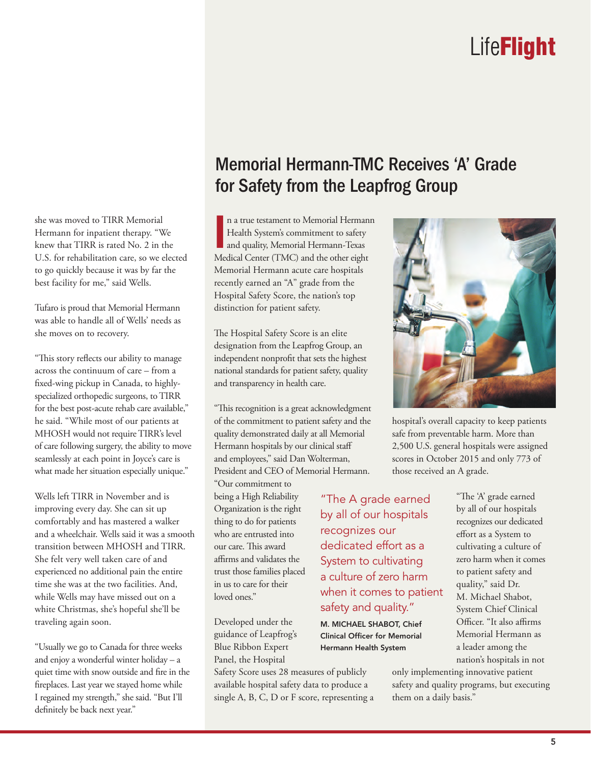she was moved to TIRR Memorial Hermann for inpatient therapy. "We knew that TIRR is rated No. 2 in the U.S. for rehabilitation care, so we elected to go quickly because it was by far the best facility for me," said Wells.

Tufaro is proud that Memorial Hermann was able to handle all of Wells' needs as she moves on to recovery.

"This story reflects our ability to manage across the continuum of care – from a fixed-wing pickup in Canada, to highly-specialized orthopedic surgeons, to TIRR for the best post-acute rehab care available," he said. "While most of our patients at MHOSH would not require TIRR's level of care following surgery, the ability to move seamlessly at each point in Joyce's care is what made her situation especially unique."

Wells left TIRR in November and is improving every day. She can sit up comfortably and has mastered a walker and a wheelchair. Wells said it was a smooth transition between MHOSH and TIRR. She felt very well taken care of and experienced no additional pain the entire time she was at the two facilities. And, while Wells may have missed out on a white Christmas, she's hopeful she'll be traveling again soon.

"Usually we go to Canada for three weeks and enjoy a wonderful winter holiday – a quiet time with snow outside and fire in the fireplaces. Last year we stayed home while I regained my strength," she said. "But I'll definitely be back next year."

# Memorial Hermann-TMC Receives 'A' Grade for Safety from the Leapfrog Group

In a true testament to Memorial Hermann Health System's commitment to safety and quality, Memorial Hermann-Texas Medical Center (TMC) and the other eight Memorial Hermann acute care hospitals recently earned an "A" grade from the Hospital Safety Score, the nation's top distinction for patient safety.

The Hospital Safety Score is an elite designation from the Leapfrog Group, an independent nonprofit that sets the highest national standards for patient safety, quality and transparency in health care.

"This recognition is a great acknowledgment of the commitment to patient safety and the quality demonstrated daily at all Memorial Hermann hospitals by our clinical staff and employees," said Dan Wolterman, President and CEO of Memorial Hermann. "Our commitment to being a High Reliability Organization is the right thing to do for patients who are entrusted into our care. This award affirms and validates the trust those families placed in us to care for their loved ones."

Developed under the guidance of Leapfrog's Blue Ribbon Expert Panel, the Hospital Safety Score uses 28 measures of publicly available hospital safety data to produce a single A, B, C, D or F score, representing a hospital's overall capacity to keep patients safe from preventable harm. More than 2,500 U.S. general hospitals were assigned scores in October 2015 and only 773 of those received an A grade.

> "The A grade earned by all of our hospitals recognizes our dedicated effort as a System to cultivating a culture of zero harm when it comes to patient safety and quality."
>
> **M. MICHAEL SHABOT, Chief Clinical Officer for Memorial Hermann Health System**

"The 'A' grade earned by all of our hospitals recognizes our dedicated effort as a System to cultivating a culture of zero harm when it comes to patient safety and quality," said Dr. M. Michael Shabot, System Chief Clinical Officer. "It also affirms Memorial Hermann as a leader among the nation's hospitals in not only implementing innovative patient safety and quality programs, but executing them on a daily basis."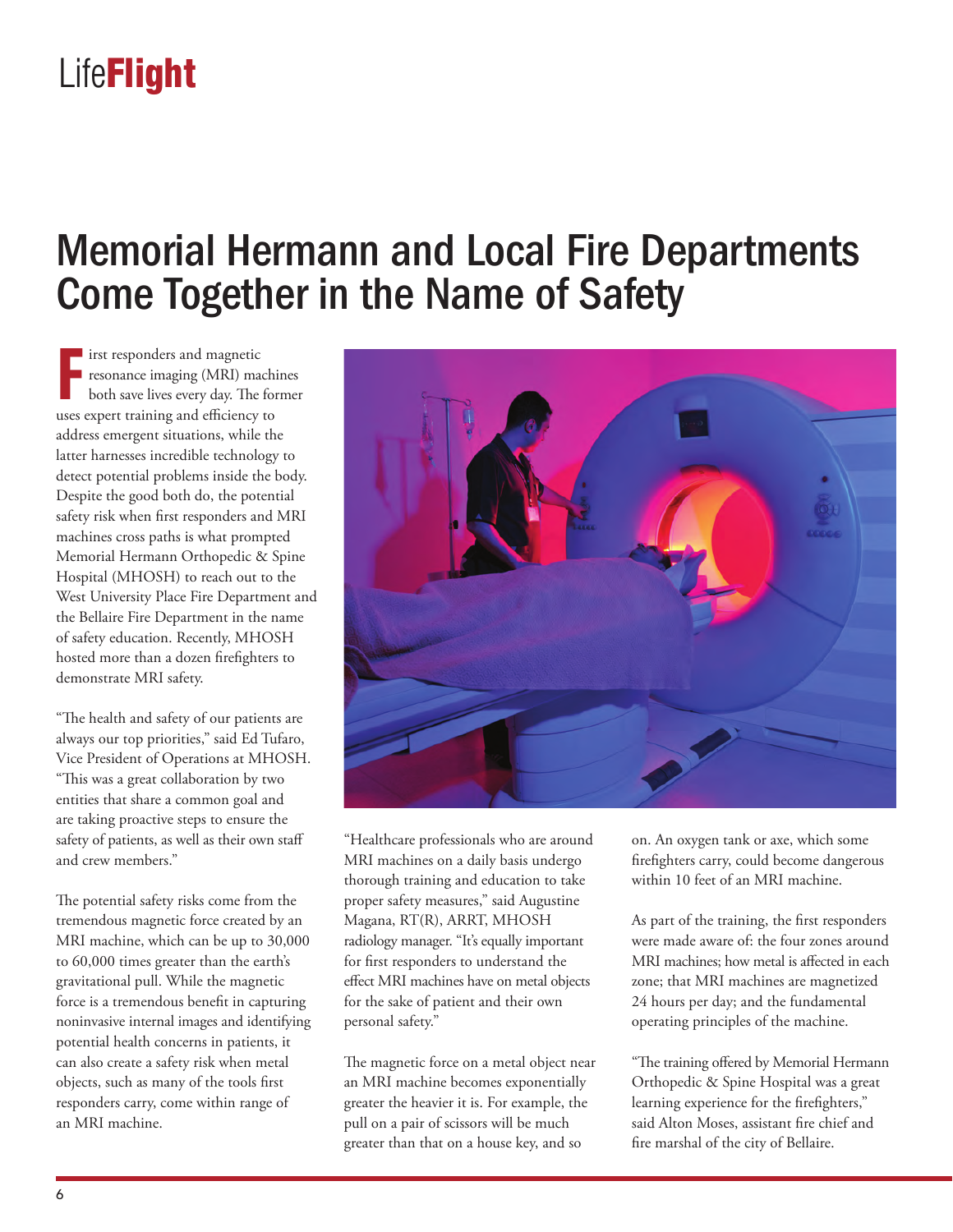# Memorial Hermann and Local Fire Departments Come Together in the Name of Safety

First responders and magnetic resonance imaging (MRI) machines both save lives every day. The former uses expert training and efficiency to address emergent situations, while the latter harnesses incredible technology to detect potential problems inside the body. Despite the good both do, the potential safety risk when first responders and MRI machines cross paths is what prompted Memorial Hermann Orthopedic & Spine Hospital (MHOSH) to reach out to the West University Place Fire Department and the Bellaire Fire Department in the name of safety education. Recently, MHOSH hosted more than a dozen firefighters to demonstrate MRI safety.

"The health and safety of our patients are always our top priorities," said Ed Tufaro, Vice President of Operations at MHOSH. "This was a great collaboration by two entities that share a common goal and are taking proactive steps to ensure the safety of patients, as well as their own staff and crew members."

The potential safety risks come from the tremendous magnetic force created by an MRI machine, which can be up to 30,000 to 60,000 times greater than the earth's gravitational pull. While the magnetic force is a tremendous benefit in capturing noninvasive internal images and identifying potential health concerns in patients, it can also create a safety risk when metal objects, such as many of the tools first responders carry, come within range of an MRI machine.

"Healthcare professionals who are around MRI machines on a daily basis undergo thorough training and education to take proper safety measures," said Augustine Magana, RT(R), ARRT, MHOSH radiology manager. "It's equally important for first responders to understand the effect MRI machines have on metal objects for the sake of patient and their own personal safety."

The magnetic force on a metal object near an MRI machine becomes exponentially greater the heavier it is. For example, the pull on a pair of scissors will be much greater than that on a house key, and so on. An oxygen tank or axe, which some firefighters carry, could become dangerous within 10 feet of an MRI machine.

As part of the training, the first responders were made aware of: the four zones around MRI machines; how metal is affected in each zone; that MRI machines are magnetized 24 hours per day; and the fundamental operating principles of the machine.

"The training offered by Memorial Hermann Orthopedic & Spine Hospital was a great learning experience for the firefighters," said Alton Moses, assistant fire chief and fire marshal of the city of Bellaire.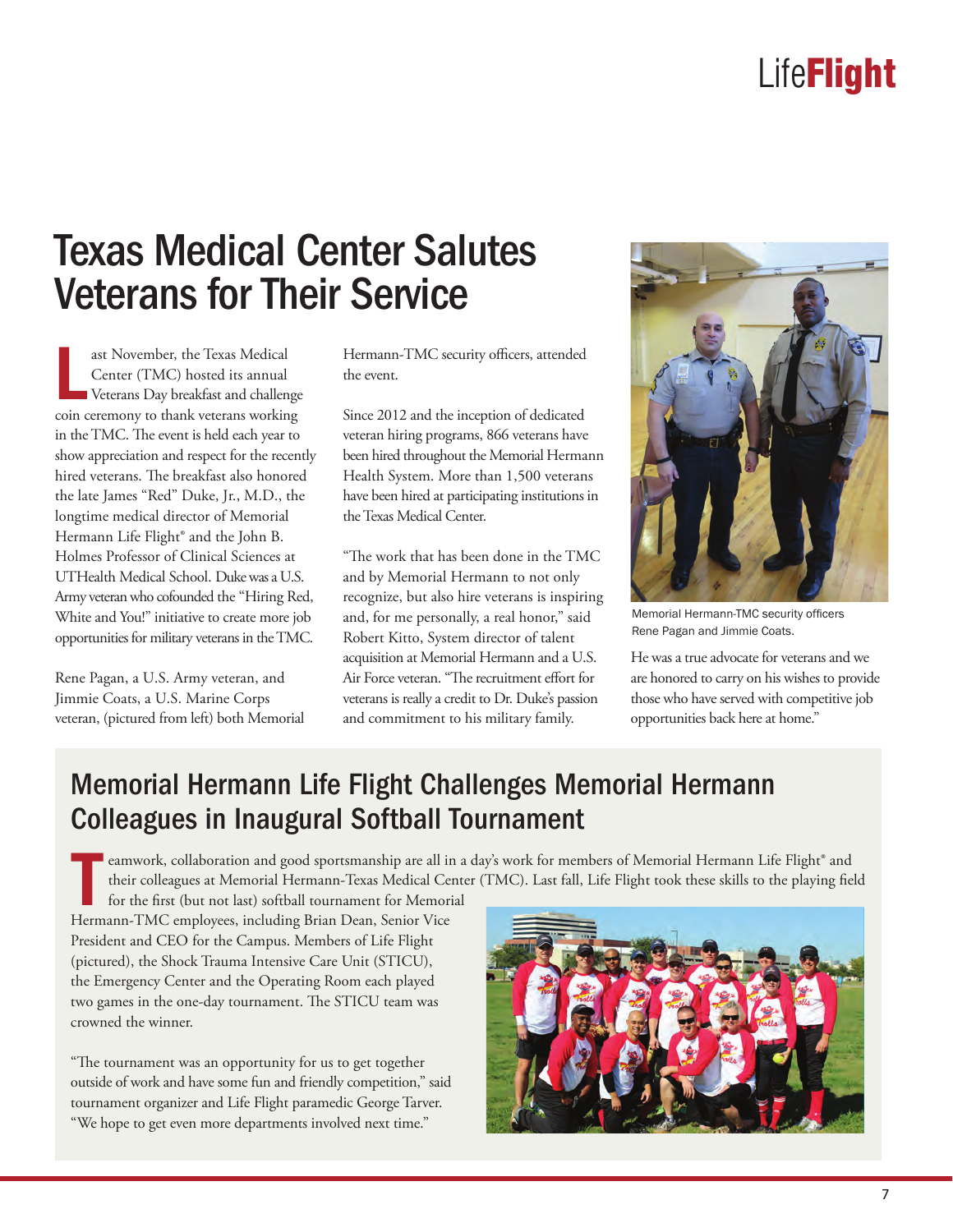# Texas Medical Center Salutes Veterans for Their Service

Last November, the Texas Medical Center (TMC) hosted its annual Veterans Day breakfast and challenge coin ceremony to thank veterans working in the TMC. The event is held each year to show appreciation and respect for the recently hired veterans. The breakfast also honored the late James "Red" Duke, Jr., M.D., the longtime medical director of Memorial Hermann Life Flight® and the John B. Holmes Professor of Clinical Sciences at UTHealth Medical School. Duke was a U.S. Army veteran who cofounded the "Hiring Red, White and You!" initiative to create more job opportunities for military veterans in the TMC.

Rene Pagan, a U.S. Army veteran, and Jimmie Coats, a U.S. Marine Corps veteran, (pictured from left) both Memorial Hermann-TMC security officers, attended the event.

Since 2012 and the inception of dedicated veteran hiring programs, 866 veterans have been hired throughout the Memorial Hermann Health System. More than 1,500 veterans have been hired at participating institutions in the Texas Medical Center.

"The work that has been done in the TMC and by Memorial Hermann to not only recognize, but also hire veterans is inspiring and, for me personally, a real honor," said Robert Kitto, System director of talent acquisition at Memorial Hermann and a U.S. Air Force veteran. "The recruitment effort for veterans is really a credit to Dr. Duke's passion and commitment to his military family. He was a true advocate for veterans and we are honored to carry on his wishes to provide those who have served with competitive job opportunities back here at home."

Memorial Hermann-TMC security officers Rene Pagan and Jimmie Coats.

## Memorial Hermann Life Flight Challenges Memorial Hermann Colleagues in Inaugural Softball Tournament

Teamwork, collaboration and good sportsmanship are all in a day's work for members of Memorial Hermann Life Flight® and their colleagues at Memorial Hermann-Texas Medical Center (TMC). Last fall, Life Flight took these skills to the playing field for the first (but not last) softball tournament for Memorial Hermann-TMC employees, including Brian Dean, Senior Vice President and CEO for the Campus. Members of Life Flight (pictured), the Shock Trauma Intensive Care Unit (STICU), the Emergency Center and the Operating Room each played two games in the one-day tournament. The STICU team was crowned the winner.

"The tournament was an opportunity for us to get together outside of work and have some fun and friendly competition," said tournament organizer and Life Flight paramedic George Tarver. "We hope to get even more departments involved next time."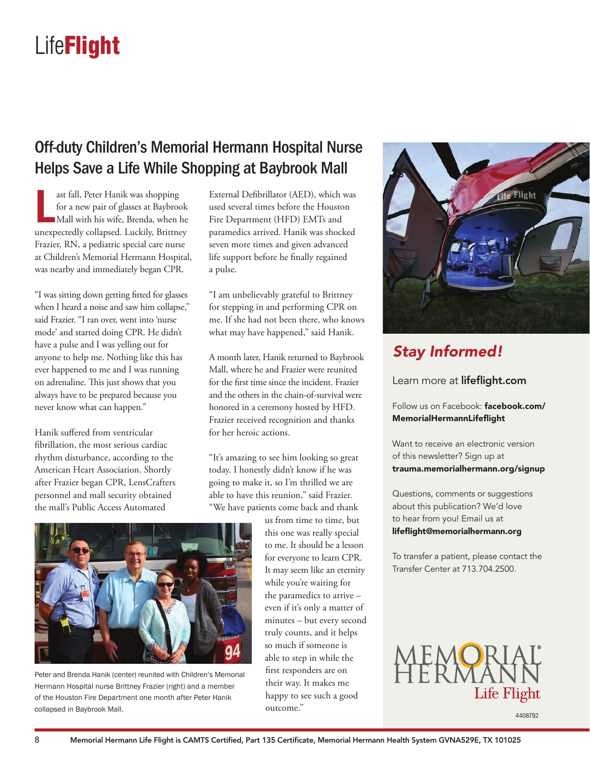# LifeFlight

## Off-duty Children's Memorial Hermann Hospital Nurse Helps Save a Life While Shopping at Baybrook Mall

Last fall, Peter Hanik was shopping for a new pair of glasses at Baybrook Mall with his wife, Brenda, when he unexpectedly collapsed. Luckily, Brittney Frazier, RN, a pediatric special care nurse at Children's Memorial Hermann Hospital, was nearby and immediately began CPR.

"I was sitting down getting fitted for glasses when I heard a noise and saw him collapse," said Frazier. "I ran over, went into 'nurse mode' and started doing CPR. He didn't have a pulse and I was yelling out for anyone to help me. Nothing like this has ever happened to me and I was running on adrenaline. This just shows that you always have to be prepared because you never know what can happen."

Hanik suffered from ventricular fibrillation, the most serious cardiac rhythm disturbance, according to the American Heart Association. Shortly after Frazier began CPR, LensCrafters personnel and mall security obtained the mall's Public Access Automated External Defibrillator (AED), which was used several times before the Houston Fire Department (HFD) EMTs and paramedics arrived. Hanik was shocked seven more times and given advanced life support before he finally regained a pulse.

"I am unbelievably grateful to Brittney for stepping in and performing CPR on me. If she had not been there, who knows what may have happened," said Hanik.

A month later, Hanik returned to Baybrook Mall, where he and Frazier were reunited for the first time since the incident. Frazier and the others in the chain-of-survival were honored in a ceremony hosted by HFD. Frazier received recognition and thanks for her heroic actions.

"It's amazing to see him looking so great today. I honestly didn't know if he was going to make it, so I'm thrilled we are able to have this reunion," said Frazier. "We have patients come back and thank us from time to time, but this one was really special to me. It should be a lesson for everyone to learn CPR. It may seem like an eternity while you're waiting for the paramedics to arrive – even if it's only a matter of minutes – but every second truly counts, and it helps so much if someone is able to step in while the first responders are on their way. It makes me happy to see such a good outcome."

Peter and Brenda Hanik (center) reunited with Children's Memorial Hermann Hospital nurse Brittney Frazier (right) and a member of the Houston Fire Department one month after Peter Hanik collapsed in Baybrook Mall.

## *Stay Informed!*

Learn more at **lifeflight.com**

Follow us on Facebook: **facebook.com/MemorialHermannLifeflight**

Want to receive an electronic version of this newsletter? Sign up at **trauma.memorialhermann.org/signup**

Questions, comments or suggestions about this publication? We'd love to hear from you! Email us at **lifeflight@memorialhermann.org**

To transfer a patient, please contact the Transfer Center at 713.704.2500.

MEMORIAL HERMANN®
Life Flight

4408792

Memorial Hermann Life Flight is CAMTS Certified, Part 135 Certificate, Memorial Hermann Health System GVNA529E, TX 101025